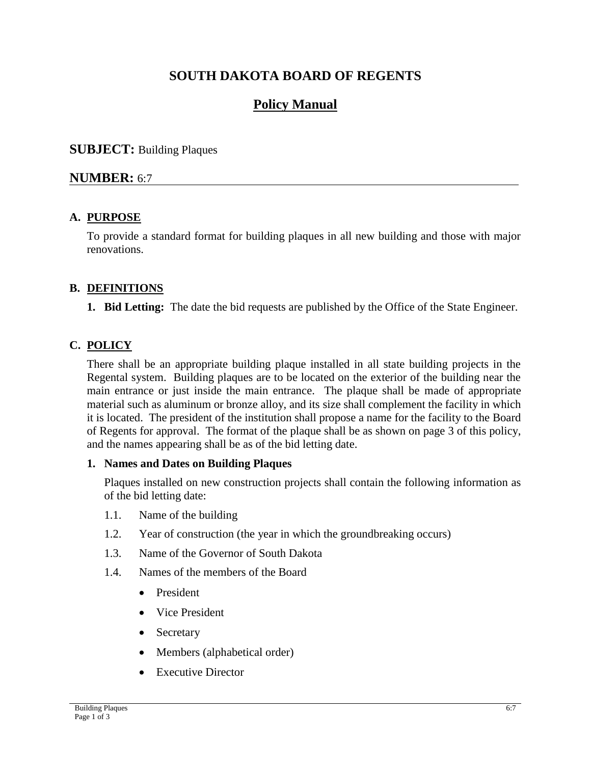# SOUTH DAKOTA BOARD OF REGENTS

## Policy Manual

**SUBJECT:** Building Plaques

**NUMBER:** 6:7

---

### A. PURPOSE

To provide a standard format for building plaques in all new building and those with major renovations.

### B. DEFINITIONS

1. **Bid Letting:** The date the bid requests are published by the Office of the State Engineer.

### C. POLICY

There shall be an appropriate building plaque installed in all state building projects in the Regental system. Building plaques are to be located on the exterior of the building near the main entrance or just inside the main entrance. The plaque shall be made of appropriate material such as aluminum or bronze alloy, and its size shall complement the facility in which it is located. The president of the institution shall propose a name for the facility to the Board of Regents for approval. The format of the plaque shall be as shown on page 3 of this policy, and the names appearing shall be as of the bid letting date.

**1. Names and Dates on Building Plaques**

Plaques installed on new construction projects shall contain the following information as of the bid letting date:

1.1. Name of the building

1.2. Year of construction (the year in which the groundbreaking occurs)

1.3. Name of the Governor of South Dakota

1.4. Names of the members of the Board

- President
- Vice President
- Secretary
- Members (alphabetical order)
- Executive Director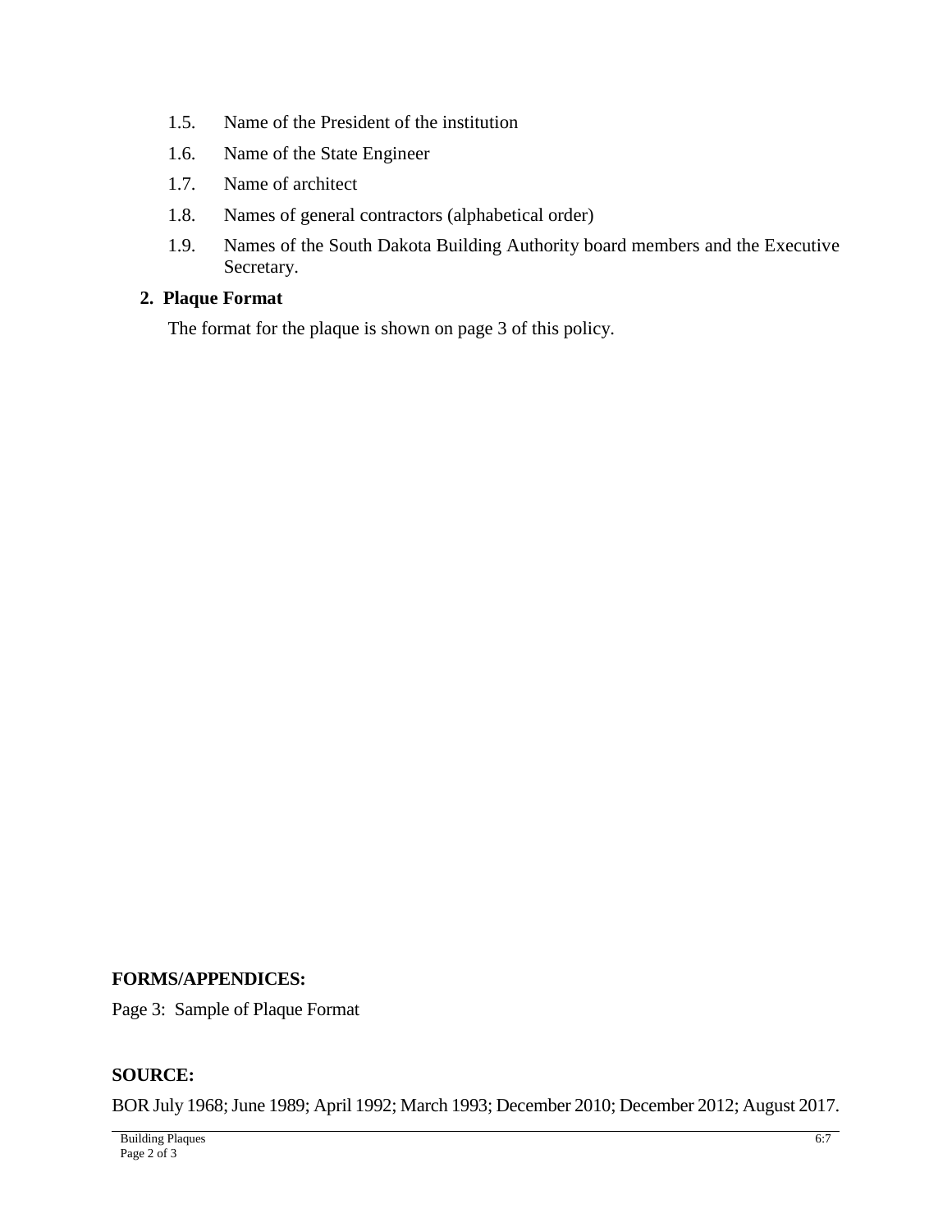1.5. Name of the President of the institution

1.6. Name of the State Engineer

1.7. Name of architect

1.8. Names of general contractors (alphabetical order)

1.9. Names of the South Dakota Building Authority board members and the Executive Secretary.

**2. Plaque Format**

The format for the plaque is shown on page 3 of this policy.

**FORMS/APPENDICES:**

Page 3: Sample of Plaque Format

**SOURCE:**

BOR July 1968; June 1989; April 1992; March 1993; December 2010; December 2012; August 2017.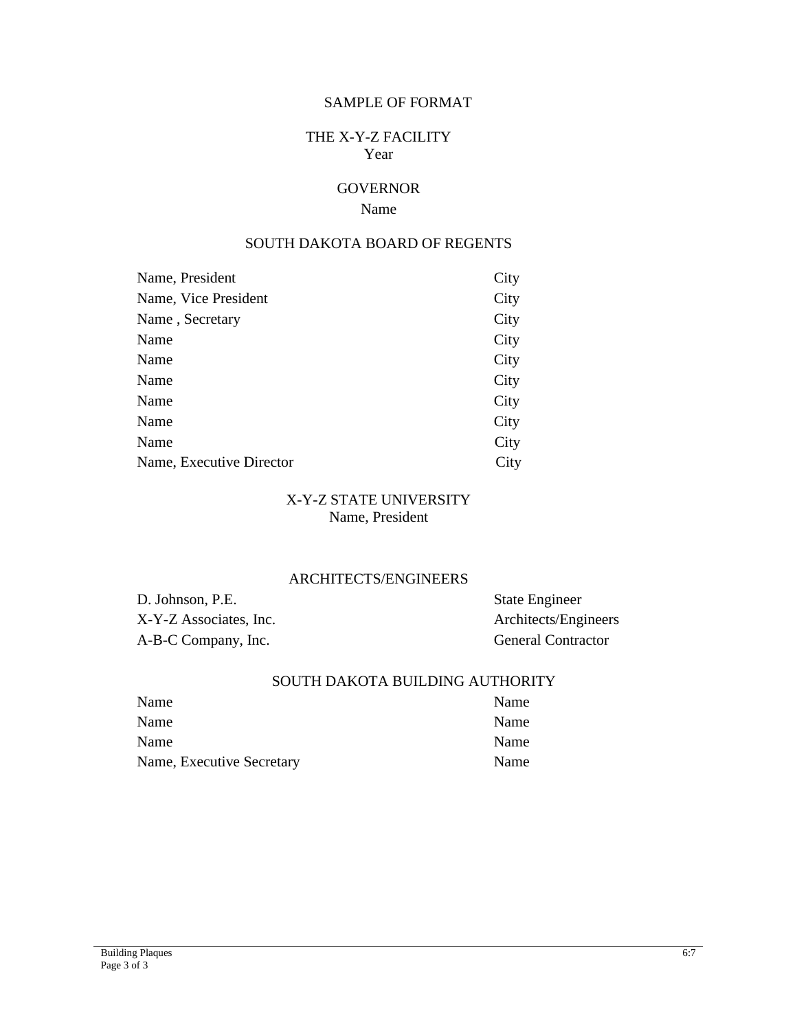SAMPLE OF FORMAT

THE X-Y-Z FACILITY
Year

GOVERNOR
Name

SOUTH DAKOTA BOARD OF REGENTS

| | |
|---|---|
| Name, President | City |
| Name, Vice President | City |
| Name , Secretary | City |
| Name | City |
| Name | City |
| Name | City |
| Name | City |
| Name | City |
| Name | City |
| Name, Executive Director | City |

X-Y-Z STATE UNIVERSITY
Name, President

ARCHITECTS/ENGINEERS

| | |
|---|---|
| D. Johnson, P.E. | State Engineer |
| X-Y-Z Associates, Inc. | Architects/Engineers |
| A-B-C Company, Inc. | General Contractor |

SOUTH DAKOTA BUILDING AUTHORITY

| | |
|---|---|
| Name | Name |
| Name | Name |
| Name | Name |
| Name, Executive Secretary | Name |